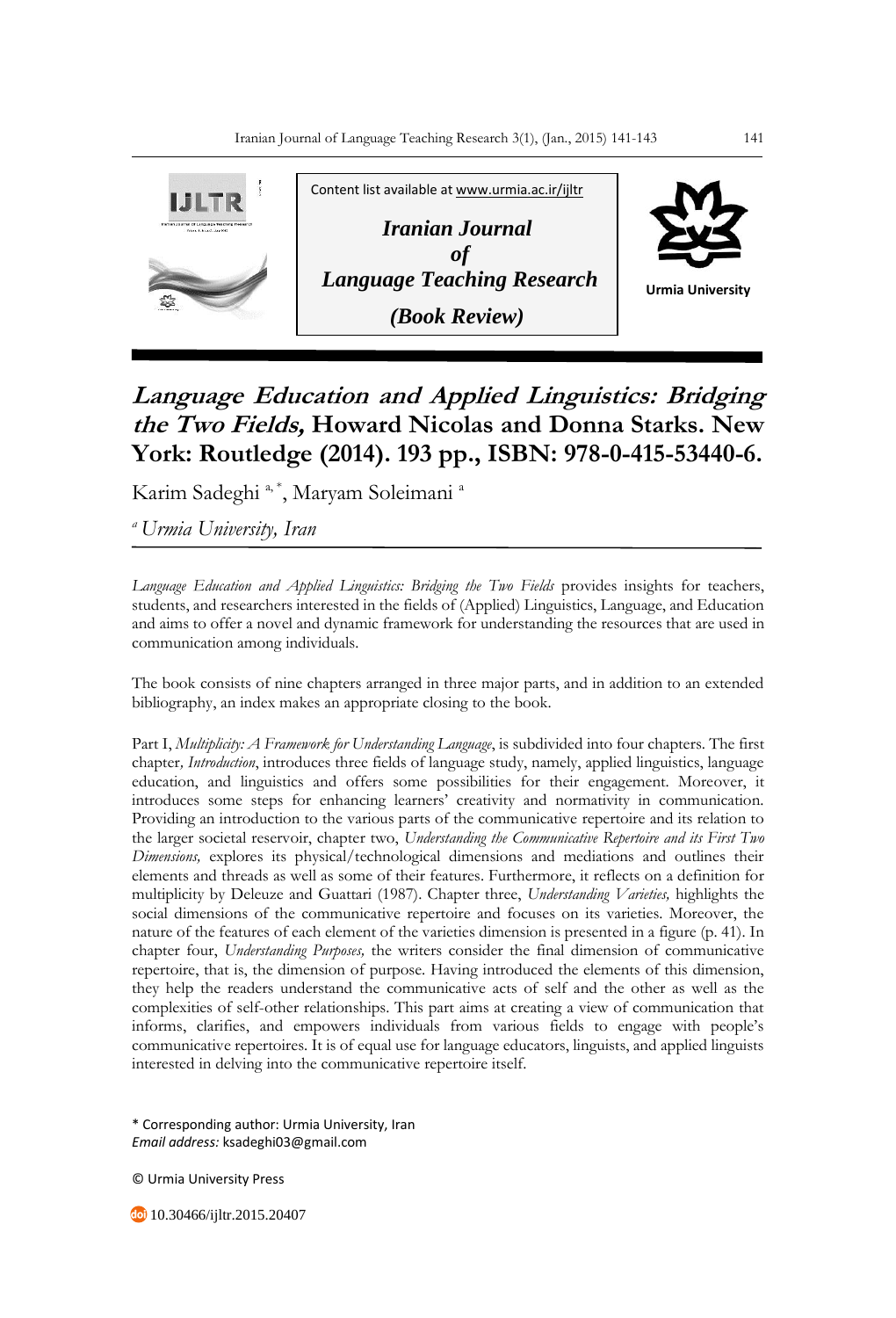Content list available at www.urmia.ac.ir/ijltr

**_Iranian Journal of Language Teaching Research_**

**_(Book Review)_**

Urmia University

# *Language Education and Applied Linguistics: Bridging the Two Fields,* Howard Nicolas and Donna Starks. New York: Routledge (2014). 193 pp., ISBN: 978-0-415-53440-6.

Karim Sadeghi [a, *], Maryam Soleimani [a]

[a] *Urmia University, Iran*

---

*Language Education and Applied Linguistics: Bridging the Two Fields* provides insights for teachers, students, and researchers interested in the fields of (Applied) Linguistics, Language, and Education and aims to offer a novel and dynamic framework for understanding the resources that are used in communication among individuals.

The book consists of nine chapters arranged in three major parts, and in addition to an extended bibliography, an index makes an appropriate closing to the book.

Part I, *Multiplicity: A Framework for Understanding Language*, is subdivided into four chapters. The first chapter*, Introduction*, introduces three fields of language study, namely, applied linguistics, language education, and linguistics and offers some possibilities for their engagement. Moreover, it introduces some steps for enhancing learners' creativity and normativity in communication. Providing an introduction to the various parts of the communicative repertoire and its relation to the larger societal reservoir, chapter two, *Understanding the Communicative Repertoire and its First Two Dimensions,* explores its physical/technological dimensions and mediations and outlines their elements and threads as well as some of their features. Furthermore, it reflects on a definition for multiplicity by Deleuze and Guattari (1987). Chapter three, *Understanding Varieties,* highlights the social dimensions of the communicative repertoire and focuses on its varieties. Moreover, the nature of the features of each element of the varieties dimension is presented in a figure (p. 41). In chapter four, *Understanding Purposes,* the writers consider the final dimension of communicative repertoire, that is, the dimension of purpose. Having introduced the elements of this dimension, they help the readers understand the communicative acts of self and the other as well as the complexities of self-other relationships. This part aims at creating a view of communication that informs, clarifies, and empowers individuals from various fields to engage with people's communicative repertoires. It is of equal use for language educators, linguists, and applied linguists interested in delving into the communicative repertoire itself.

---

\* Corresponding author: Urmia University, Iran
*Email address:* ksadeghi03@gmail.com

© Urmia University Press

10.30466/ijltr.2015.20407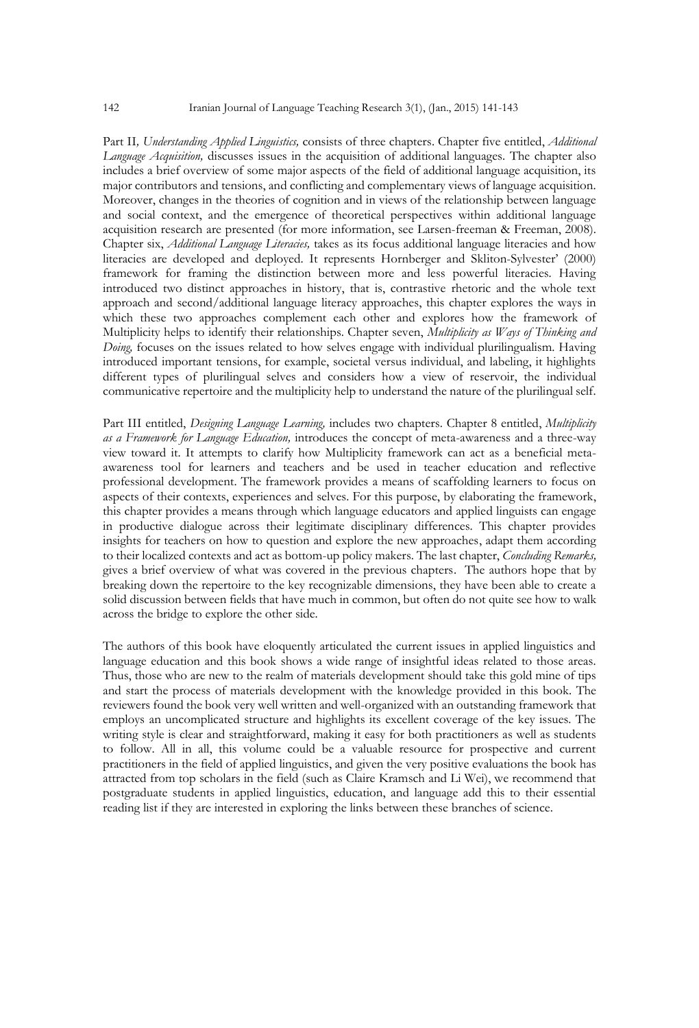Part II*, Understanding Applied Linguistics,* consists of three chapters. Chapter five entitled, *Additional Language Acquisition,* discusses issues in the acquisition of additional languages. The chapter also includes a brief overview of some major aspects of the field of additional language acquisition, its major contributors and tensions, and conflicting and complementary views of language acquisition. Moreover, changes in the theories of cognition and in views of the relationship between language and social context, and the emergence of theoretical perspectives within additional language acquisition research are presented (for more information, see Larsen-freeman & Freeman, 2008). Chapter six, *Additional Language Literacies,* takes as its focus additional language literacies and how literacies are developed and deployed. It represents Hornberger and Skliton-Sylvester' (2000) framework for framing the distinction between more and less powerful literacies. Having introduced two distinct approaches in history, that is, contrastive rhetoric and the whole text approach and second/additional language literacy approaches, this chapter explores the ways in which these two approaches complement each other and explores how the framework of Multiplicity helps to identify their relationships. Chapter seven, *Multiplicity as Ways of Thinking and Doing,* focuses on the issues related to how selves engage with individual plurilingualism. Having introduced important tensions, for example, societal versus individual, and labeling, it highlights different types of plurilingual selves and considers how a view of reservoir, the individual communicative repertoire and the multiplicity help to understand the nature of the plurilingual self.

Part III entitled, *Designing Language Learning,* includes two chapters. Chapter 8 entitled, *Multiplicity as a Framework for Language Education,* introduces the concept of meta-awareness and a three-way view toward it. It attempts to clarify how Multiplicity framework can act as a beneficial meta-awareness tool for learners and teachers and be used in teacher education and reflective professional development. The framework provides a means of scaffolding learners to focus on aspects of their contexts, experiences and selves. For this purpose, by elaborating the framework, this chapter provides a means through which language educators and applied linguists can engage in productive dialogue across their legitimate disciplinary differences. This chapter provides insights for teachers on how to question and explore the new approaches, adapt them according to their localized contexts and act as bottom-up policy makers. The last chapter, *Concluding Remarks,* gives a brief overview of what was covered in the previous chapters. The authors hope that by breaking down the repertoire to the key recognizable dimensions, they have been able to create a solid discussion between fields that have much in common, but often do not quite see how to walk across the bridge to explore the other side.

The authors of this book have eloquently articulated the current issues in applied linguistics and language education and this book shows a wide range of insightful ideas related to those areas. Thus, those who are new to the realm of materials development should take this gold mine of tips and start the process of materials development with the knowledge provided in this book. The reviewers found the book very well written and well-organized with an outstanding framework that employs an uncomplicated structure and highlights its excellent coverage of the key issues. The writing style is clear and straightforward, making it easy for both practitioners as well as students to follow. All in all, this volume could be a valuable resource for prospective and current practitioners in the field of applied linguistics, and given the very positive evaluations the book has attracted from top scholars in the field (such as Claire Kramsch and Li Wei), we recommend that postgraduate students in applied linguistics, education, and language add this to their essential reading list if they are interested in exploring the links between these branches of science.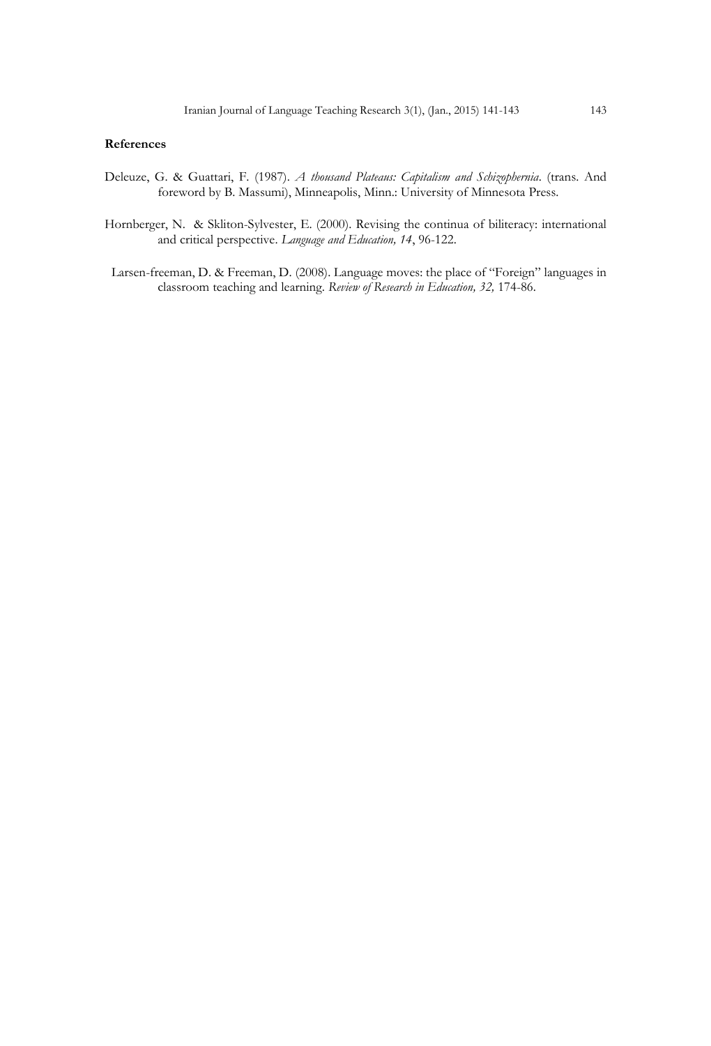### References

Deleuze, G. & Guattari, F. (1987). *A thousand Plateaus: Capitalism and Schizophernia*. (trans. And foreword by B. Massumi), Minneapolis, Minn.: University of Minnesota Press.

Hornberger, N. & Skliton-Sylvester, E. (2000). Revising the continua of biliteracy: international and critical perspective. *Language and Education, 14*, 96-122.

Larsen-freeman, D. & Freeman, D. (2008). Language moves: the place of "Foreign" languages in classroom teaching and learning. *Review of Research in Education, 32,* 174-86.